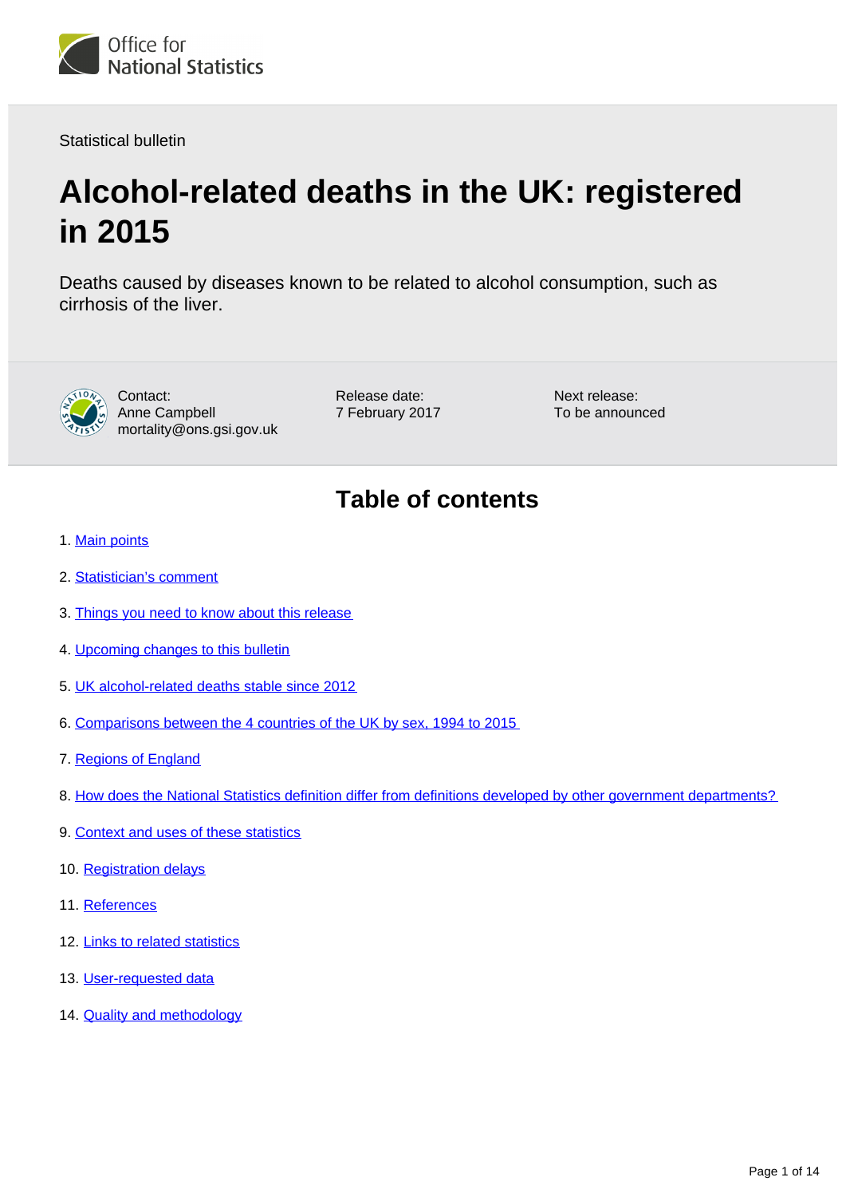Office for National Statistics

Statistical bulletin

# Alcohol-related deaths in the UK: registered in 2015

Deaths caused by diseases known to be related to alcohol consumption, such as cirrhosis of the liver.

Contact:
Anne Campbell
mortality@ons.gsi.gov.uk

Release date:
7 February 2017

Next release:
To be announced

## Table of contents

1. Main points
2. Statistician's comment
3. Things you need to know about this release
4. Upcoming changes to this bulletin
5. UK alcohol-related deaths stable since 2012
6. Comparisons between the 4 countries of the UK by sex, 1994 to 2015
7. Regions of England
8. How does the National Statistics definition differ from definitions developed by other government departments?
9. Context and uses of these statistics
10. Registration delays
11. References
12. Links to related statistics
13. User-requested data
14. Quality and methodology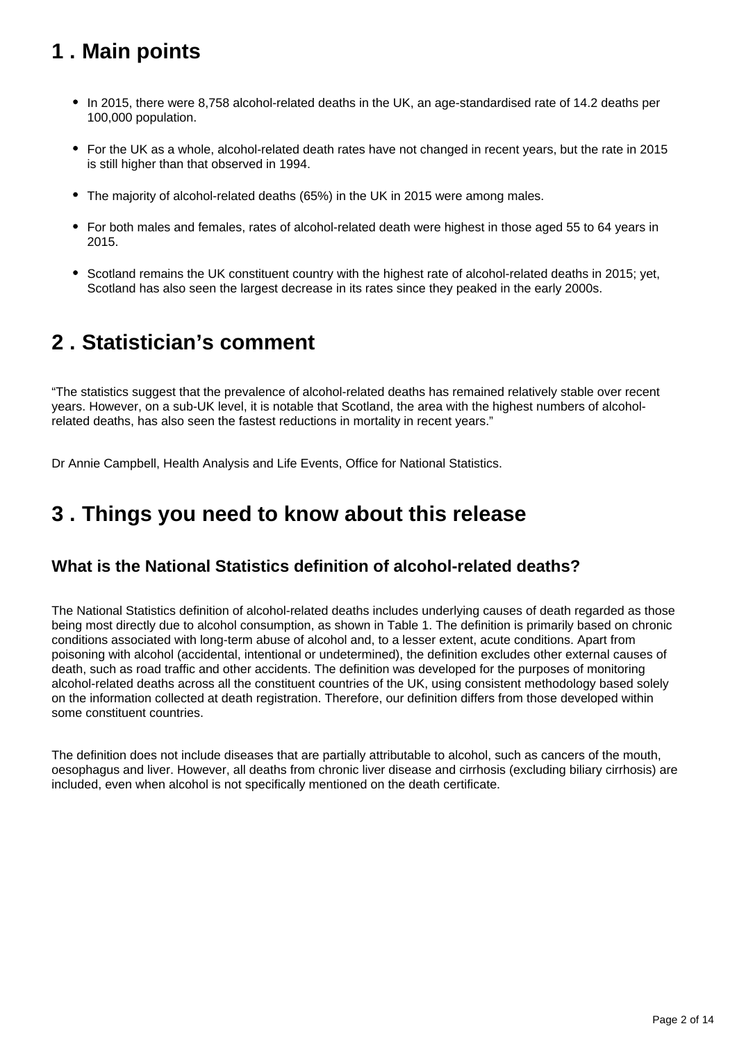## 1 . Main points

- In 2015, there were 8,758 alcohol-related deaths in the UK, an age-standardised rate of 14.2 deaths per 100,000 population.
- For the UK as a whole, alcohol-related death rates have not changed in recent years, but the rate in 2015 is still higher than that observed in 1994.
- The majority of alcohol-related deaths (65%) in the UK in 2015 were among males.
- For both males and females, rates of alcohol-related death were highest in those aged 55 to 64 years in 2015.
- Scotland remains the UK constituent country with the highest rate of alcohol-related deaths in 2015; yet, Scotland has also seen the largest decrease in its rates since they peaked in the early 2000s.

## 2 . Statistician's comment

"The statistics suggest that the prevalence of alcohol-related deaths has remained relatively stable over recent years. However, on a sub-UK level, it is notable that Scotland, the area with the highest numbers of alcohol-related deaths, has also seen the fastest reductions in mortality in recent years."

Dr Annie Campbell, Health Analysis and Life Events, Office for National Statistics.

## 3 . Things you need to know about this release

### What is the National Statistics definition of alcohol-related deaths?

The National Statistics definition of alcohol-related deaths includes underlying causes of death regarded as those being most directly due to alcohol consumption, as shown in Table 1. The definition is primarily based on chronic conditions associated with long-term abuse of alcohol and, to a lesser extent, acute conditions. Apart from poisoning with alcohol (accidental, intentional or undetermined), the definition excludes other external causes of death, such as road traffic and other accidents. The definition was developed for the purposes of monitoring alcohol-related deaths across all the constituent countries of the UK, using consistent methodology based solely on the information collected at death registration. Therefore, our definition differs from those developed within some constituent countries.

The definition does not include diseases that are partially attributable to alcohol, such as cancers of the mouth, oesophagus and liver. However, all deaths from chronic liver disease and cirrhosis (excluding biliary cirrhosis) are included, even when alcohol is not specifically mentioned on the death certificate.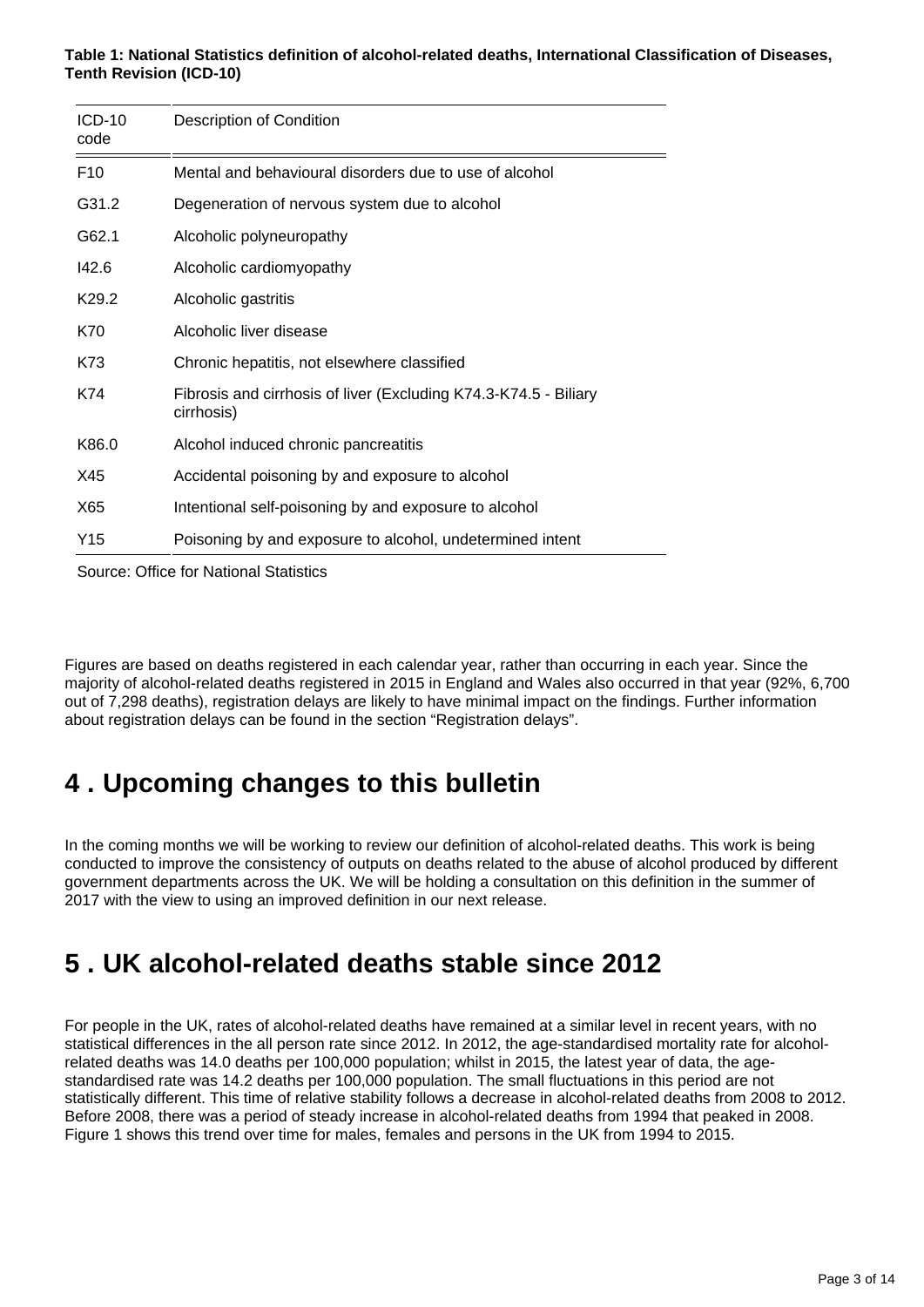**Table 1: National Statistics definition of alcohol-related deaths, International Classification of Diseases, Tenth Revision (ICD-10)**

| ICD-10 code | Description of Condition |
|---|---|
| F10 | Mental and behavioural disorders due to use of alcohol |
| G31.2 | Degeneration of nervous system due to alcohol |
| G62.1 | Alcoholic polyneuropathy |
| I42.6 | Alcoholic cardiomyopathy |
| K29.2 | Alcoholic gastritis |
| K70 | Alcoholic liver disease |
| K73 | Chronic hepatitis, not elsewhere classified |
| K74 | Fibrosis and cirrhosis of liver (Excluding K74.3-K74.5 - Biliary cirrhosis) |
| K86.0 | Alcohol induced chronic pancreatitis |
| X45 | Accidental poisoning by and exposure to alcohol |
| X65 | Intentional self-poisoning by and exposure to alcohol |
| Y15 | Poisoning by and exposure to alcohol, undetermined intent |

Source: Office for National Statistics

Figures are based on deaths registered in each calendar year, rather than occurring in each year. Since the majority of alcohol-related deaths registered in 2015 in England and Wales also occurred in that year (92%, 6,700 out of 7,298 deaths), registration delays are likely to have minimal impact on the findings. Further information about registration delays can be found in the section "Registration delays".

## 4 . Upcoming changes to this bulletin

In the coming months we will be working to review our definition of alcohol-related deaths. This work is being conducted to improve the consistency of outputs on deaths related to the abuse of alcohol produced by different government departments across the UK. We will be holding a consultation on this definition in the summer of 2017 with the view to using an improved definition in our next release.

## 5 . UK alcohol-related deaths stable since 2012

For people in the UK, rates of alcohol-related deaths have remained at a similar level in recent years, with no statistical differences in the all person rate since 2012. In 2012, the age-standardised mortality rate for alcohol-related deaths was 14.0 deaths per 100,000 population; whilst in 2015, the latest year of data, the age-standardised rate was 14.2 deaths per 100,000 population. The small fluctuations in this period are not statistically different. This time of relative stability follows a decrease in alcohol-related deaths from 2008 to 2012. Before 2008, there was a period of steady increase in alcohol-related deaths from 1994 that peaked in 2008. Figure 1 shows this trend over time for males, females and persons in the UK from 1994 to 2015.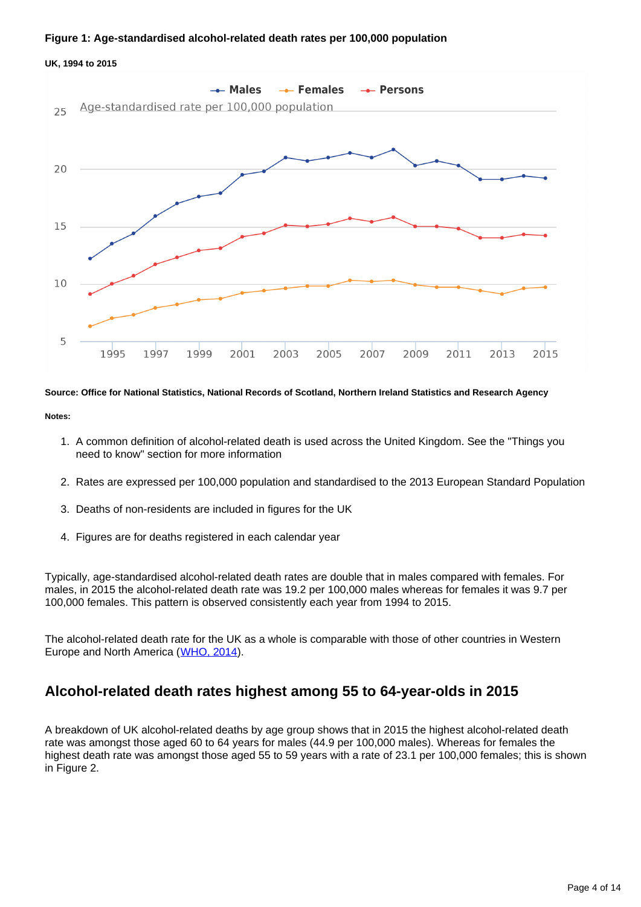**Figure 1: Age-standardised alcohol-related death rates per 100,000 population**

**UK, 1994 to 2015**

**Source: Office for National Statistics, National Records of Scotland, Northern Ireland Statistics and Research Agency**

**Notes:**

1. A common definition of alcohol-related death is used across the United Kingdom. See the "Things you need to know" section for more information
2. Rates are expressed per 100,000 population and standardised to the 2013 European Standard Population
3. Deaths of non-residents are included in figures for the UK
4. Figures are for deaths registered in each calendar year

Typically, age-standardised alcohol-related death rates are double that in males compared with females. For males, in 2015 the alcohol-related death rate was 19.2 per 100,000 males whereas for females it was 9.7 per 100,000 females. This pattern is observed consistently each year from 1994 to 2015.

The alcohol-related death rate for the UK as a whole is comparable with those of other countries in Western Europe and North America (WHO, 2014).

## Alcohol-related death rates highest among 55 to 64-year-olds in 2015

A breakdown of UK alcohol-related deaths by age group shows that in 2015 the highest alcohol-related death rate was amongst those aged 60 to 64 years for males (44.9 per 100,000 males). Whereas for females the highest death rate was amongst those aged 55 to 59 years with a rate of 23.1 per 100,000 females; this is shown in Figure 2.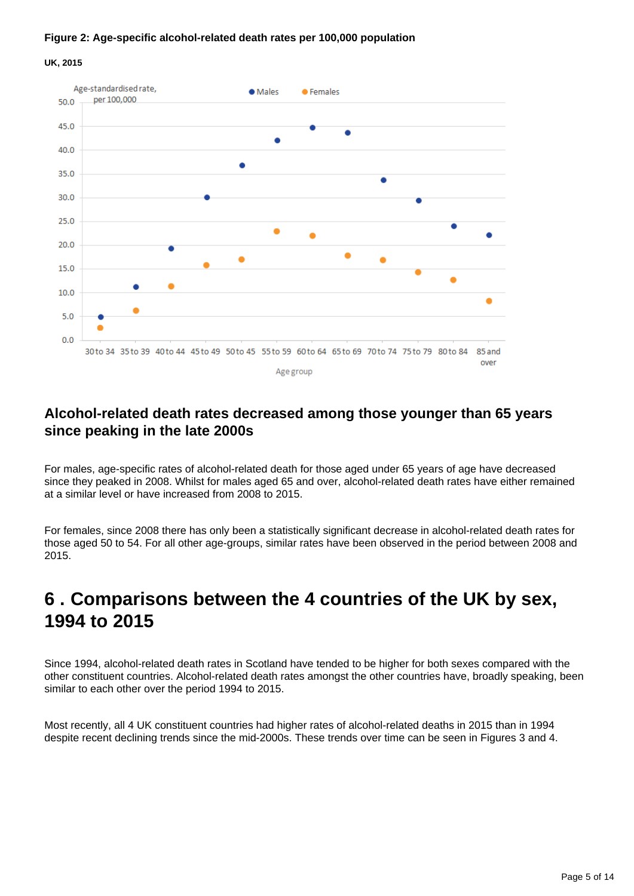**Figure 2: Age-specific alcohol-related death rates per 100,000 population**

**UK, 2015**

## Alcohol-related death rates decreased among those younger than 65 years since peaking in the late 2000s

For males, age-specific rates of alcohol-related death for those aged under 65 years of age have decreased since they peaked in 2008. Whilst for males aged 65 and over, alcohol-related death rates have either remained at a similar level or have increased from 2008 to 2015.

For females, since 2008 there has only been a statistically significant decrease in alcohol-related death rates for those aged 50 to 54. For all other age-groups, similar rates have been observed in the period between 2008 and 2015.

# 6 . Comparisons between the 4 countries of the UK by sex, 1994 to 2015

Since 1994, alcohol-related death rates in Scotland have tended to be higher for both sexes compared with the other constituent countries. Alcohol-related death rates amongst the other countries have, broadly speaking, been similar to each other over the period 1994 to 2015.

Most recently, all 4 UK constituent countries had higher rates of alcohol-related deaths in 2015 than in 1994 despite recent declining trends since the mid-2000s. These trends over time can be seen in Figures 3 and 4.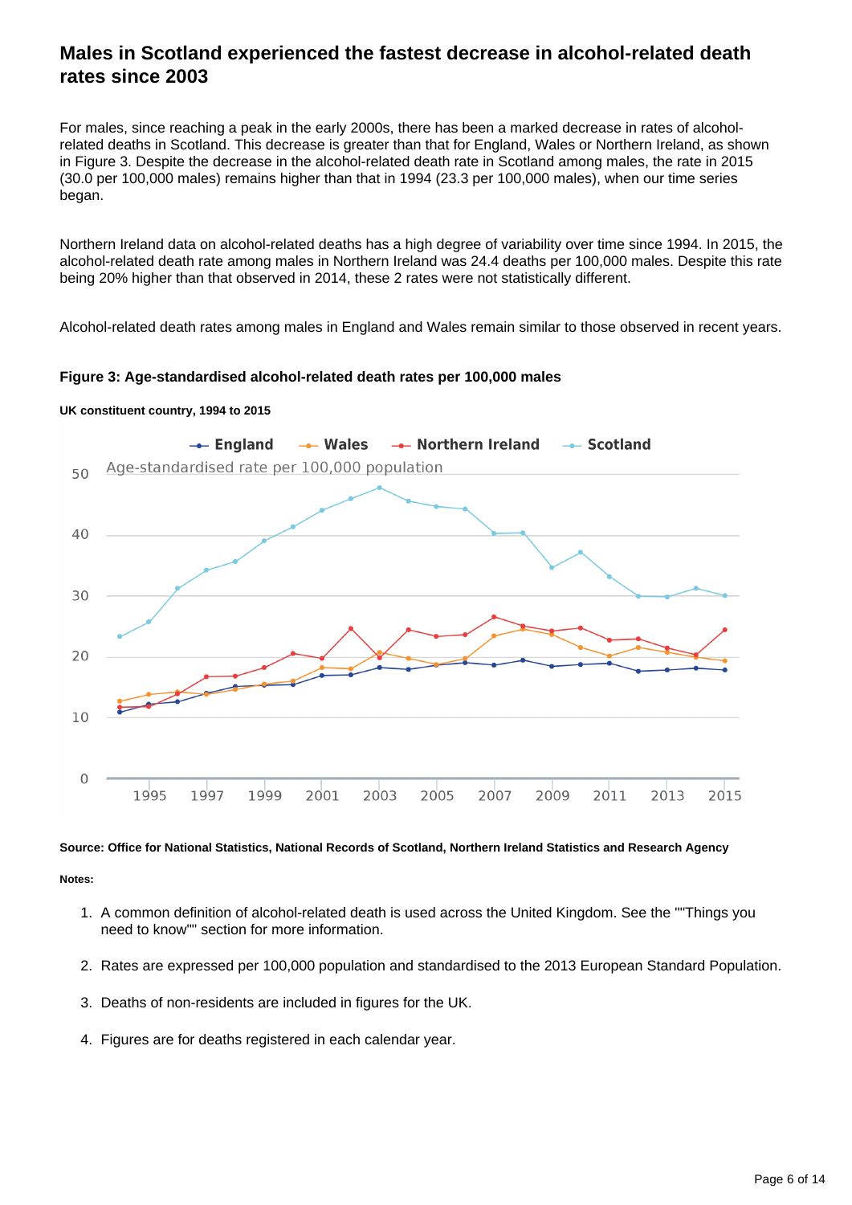## Males in Scotland experienced the fastest decrease in alcohol-related death rates since 2003

For males, since reaching a peak in the early 2000s, there has been a marked decrease in rates of alcohol-related deaths in Scotland. This decrease is greater than that for England, Wales or Northern Ireland, as shown in Figure 3. Despite the decrease in the alcohol-related death rate in Scotland among males, the rate in 2015 (30.0 per 100,000 males) remains higher than that in 1994 (23.3 per 100,000 males), when our time series began.

Northern Ireland data on alcohol-related deaths has a high degree of variability over time since 1994. In 2015, the alcohol-related death rate among males in Northern Ireland was 24.4 deaths per 100,000 males. Despite this rate being 20% higher than that observed in 2014, these 2 rates were not statistically different.

Alcohol-related death rates among males in England and Wales remain similar to those observed in recent years.

**Figure 3: Age-standardised alcohol-related death rates per 100,000 males**

**UK constituent country, 1994 to 2015**

**Source: Office for National Statistics, National Records of Scotland, Northern Ireland Statistics and Research Agency**

**Notes:**

1. A common definition of alcohol-related death is used across the United Kingdom. See the ""Things you need to know"" section for more information.
2. Rates are expressed per 100,000 population and standardised to the 2013 European Standard Population.
3. Deaths of non-residents are included in figures for the UK.
4. Figures are for deaths registered in each calendar year.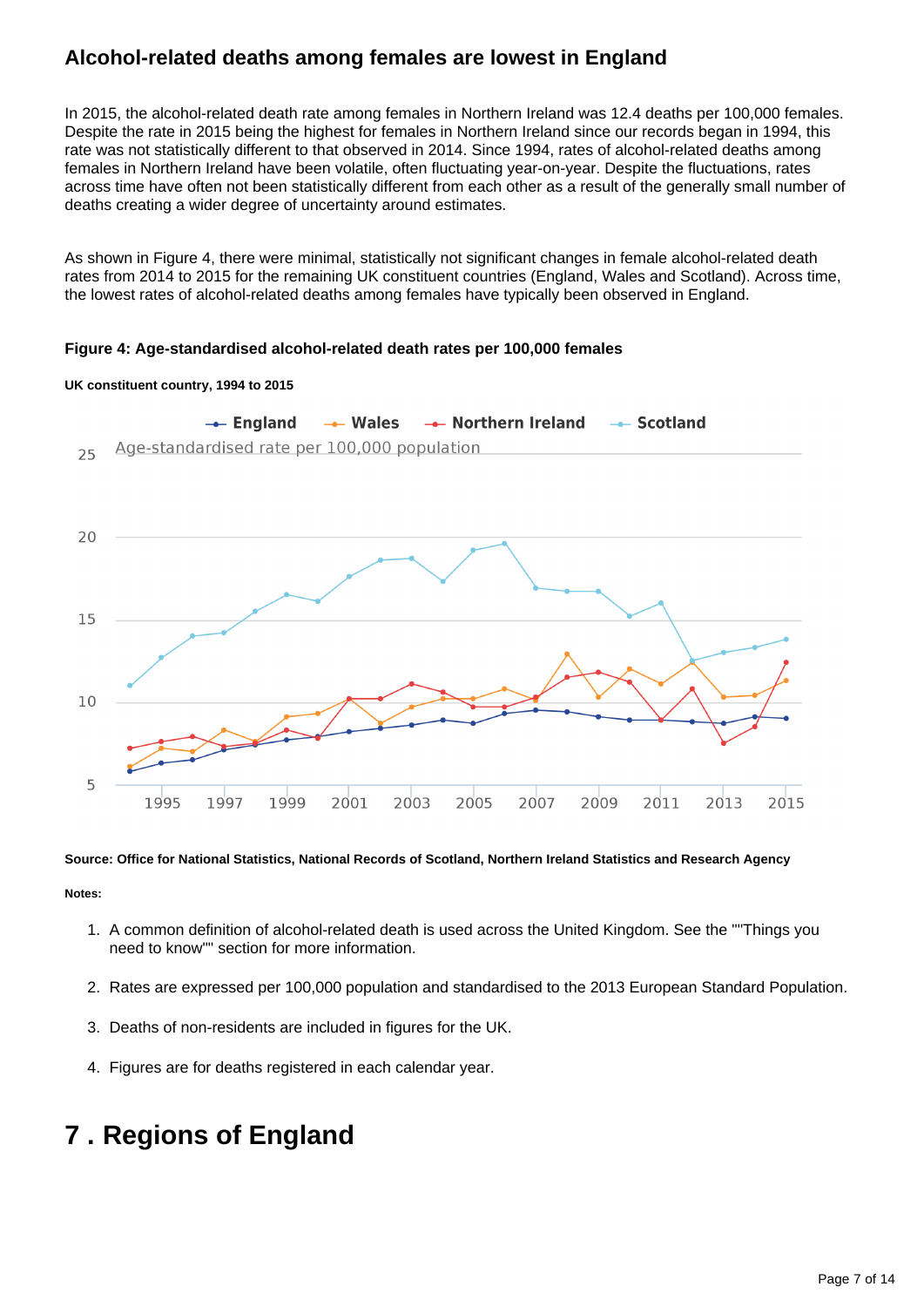## Alcohol-related deaths among females are lowest in England

In 2015, the alcohol-related death rate among females in Northern Ireland was 12.4 deaths per 100,000 females. Despite the rate in 2015 being the highest for females in Northern Ireland since our records began in 1994, this rate was not statistically different to that observed in 2014. Since 1994, rates of alcohol-related deaths among females in Northern Ireland have been volatile, often fluctuating year-on-year. Despite the fluctuations, rates across time have often not been statistically different from each other as a result of the generally small number of deaths creating a wider degree of uncertainty around estimates.

As shown in Figure 4, there were minimal, statistically not significant changes in female alcohol-related death rates from 2014 to 2015 for the remaining UK constituent countries (England, Wales and Scotland). Across time, the lowest rates of alcohol-related deaths among females have typically been observed in England.

**Figure 4: Age-standardised alcohol-related death rates per 100,000 females**

**UK constituent country, 1994 to 2015**

**Source: Office for National Statistics, National Records of Scotland, Northern Ireland Statistics and Research Agency**

**Notes:**

1. A common definition of alcohol-related death is used across the United Kingdom. See the ""Things you need to know"" section for more information.
2. Rates are expressed per 100,000 population and standardised to the 2013 European Standard Population.
3. Deaths of non-residents are included in figures for the UK.
4. Figures are for deaths registered in each calendar year.

# 7 . Regions of England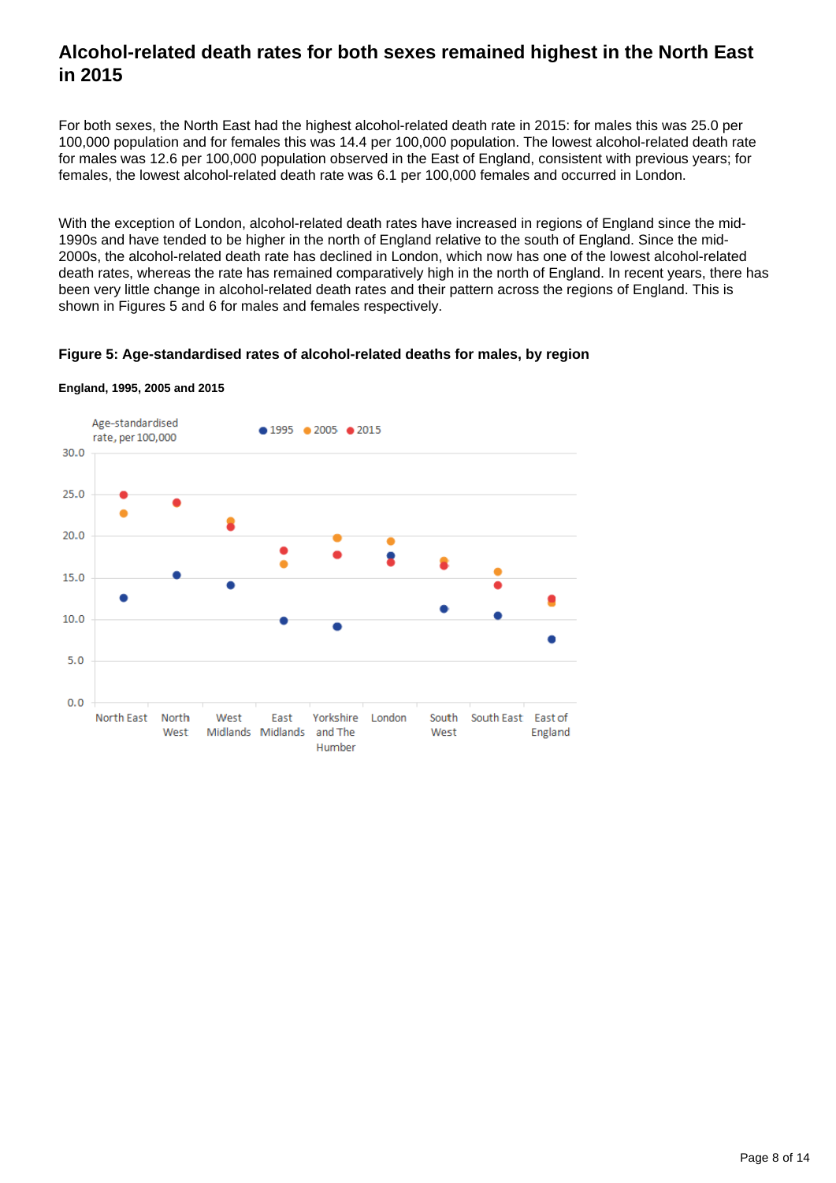## Alcohol-related death rates for both sexes remained highest in the North East in 2015

For both sexes, the North East had the highest alcohol-related death rate in 2015: for males this was 25.0 per 100,000 population and for females this was 14.4 per 100,000 population. The lowest alcohol-related death rate for males was 12.6 per 100,000 population observed in the East of England, consistent with previous years; for females, the lowest alcohol-related death rate was 6.1 per 100,000 females and occurred in London.

With the exception of London, alcohol-related death rates have increased in regions of England since the mid-1990s and have tended to be higher in the north of England relative to the south of England. Since the mid-2000s, the alcohol-related death rate has declined in London, which now has one of the lowest alcohol-related death rates, whereas the rate has remained comparatively high in the north of England. In recent years, there has been very little change in alcohol-related death rates and their pattern across the regions of England. This is shown in Figures 5 and 6 for males and females respectively.

**Figure 5: Age-standardised rates of alcohol-related deaths for males, by region**

**England, 1995, 2005 and 2015**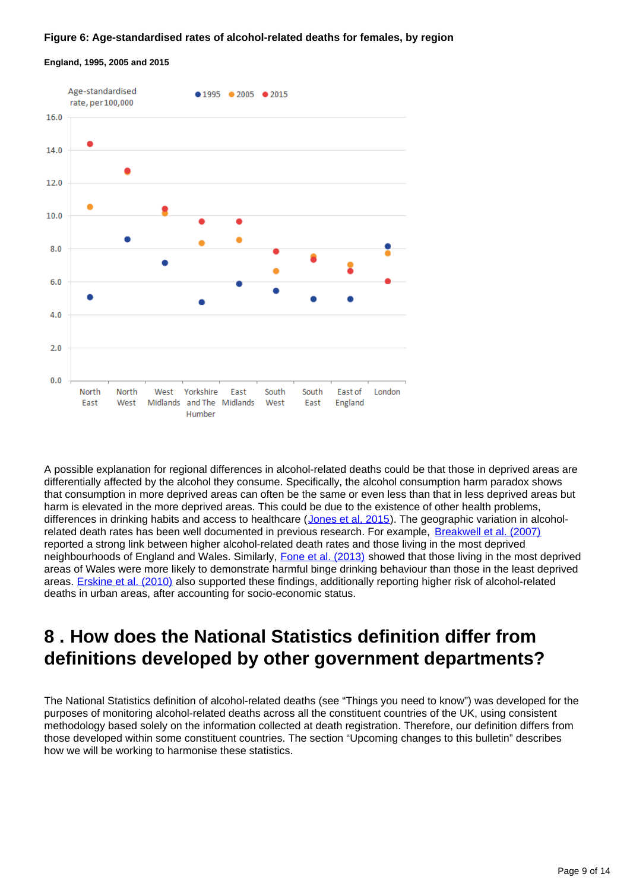**Figure 6: Age-standardised rates of alcohol-related deaths for females, by region**

**England, 1995, 2005 and 2015**

A possible explanation for regional differences in alcohol-related deaths could be that those in deprived areas are differentially affected by the alcohol they consume. Specifically, the alcohol consumption harm paradox shows that consumption in more deprived areas can often be the same or even less than that in less deprived areas but harm is elevated in the more deprived areas. This could be due to the existence of other health problems, differences in drinking habits and access to healthcare (Jones et al, 2015). The geographic variation in alcohol-related death rates has been well documented in previous research. For example, Breakwell et al. (2007) reported a strong link between higher alcohol-related death rates and those living in the most deprived neighbourhoods of England and Wales. Similarly, Fone et al. (2013) showed that those living in the most deprived areas of Wales were more likely to demonstrate harmful binge drinking behaviour than those in the least deprived areas. Erskine et al. (2010) also supported these findings, additionally reporting higher risk of alcohol-related deaths in urban areas, after accounting for socio-economic status.

# 8 . How does the National Statistics definition differ from definitions developed by other government departments?

The National Statistics definition of alcohol-related deaths (see “Things you need to know”) was developed for the purposes of monitoring alcohol-related deaths across all the constituent countries of the UK, using consistent methodology based solely on the information collected at death registration. Therefore, our definition differs from those developed within some constituent countries. The section “Upcoming changes to this bulletin” describes how we will be working to harmonise these statistics.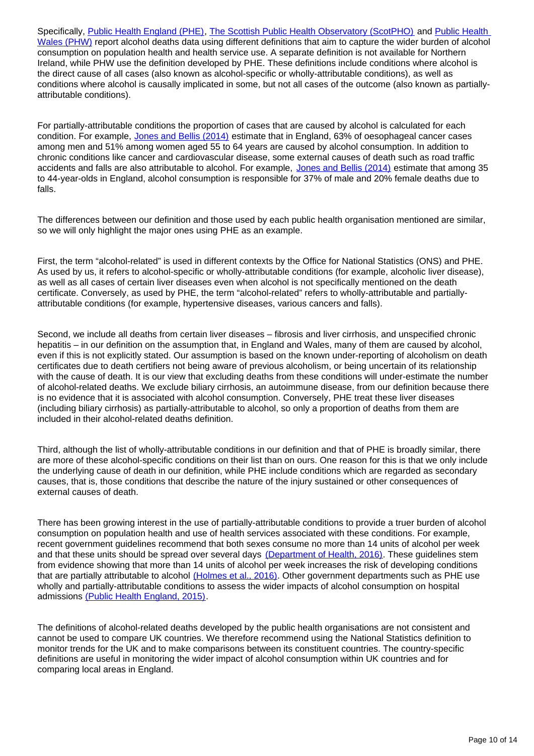Specifically, Public Health England (PHE), The Scottish Public Health Observatory (ScotPHO) and Public Health Wales (PHW) report alcohol deaths data using different definitions that aim to capture the wider burden of alcohol consumption on population health and health service use. A separate definition is not available for Northern Ireland, while PHW use the definition developed by PHE. These definitions include conditions where alcohol is the direct cause of all cases (also known as alcohol-specific or wholly-attributable conditions), as well as conditions where alcohol is causally implicated in some, but not all cases of the outcome (also known as partially-attributable conditions).

For partially-attributable conditions the proportion of cases that are caused by alcohol is calculated for each condition. For example, Jones and Bellis (2014) estimate that in England, 63% of oesophageal cancer cases among men and 51% among women aged 55 to 64 years are caused by alcohol consumption. In addition to chronic conditions like cancer and cardiovascular disease, some external causes of death such as road traffic accidents and falls are also attributable to alcohol. For example, Jones and Bellis (2014) estimate that among 35 to 44-year-olds in England, alcohol consumption is responsible for 37% of male and 20% female deaths due to falls.

The differences between our definition and those used by each public health organisation mentioned are similar, so we will only highlight the major ones using PHE as an example.

First, the term "alcohol-related" is used in different contexts by the Office for National Statistics (ONS) and PHE. As used by us, it refers to alcohol-specific or wholly-attributable conditions (for example, alcoholic liver disease), as well as all cases of certain liver diseases even when alcohol is not specifically mentioned on the death certificate. Conversely, as used by PHE, the term "alcohol-related" refers to wholly-attributable and partially-attributable conditions (for example, hypertensive diseases, various cancers and falls).

Second, we include all deaths from certain liver diseases – fibrosis and liver cirrhosis, and unspecified chronic hepatitis – in our definition on the assumption that, in England and Wales, many of them are caused by alcohol, even if this is not explicitly stated. Our assumption is based on the known under-reporting of alcoholism on death certificates due to death certifiers not being aware of previous alcoholism, or being uncertain of its relationship with the cause of death. It is our view that excluding deaths from these conditions will under-estimate the number of alcohol-related deaths. We exclude biliary cirrhosis, an autoimmune disease, from our definition because there is no evidence that it is associated with alcohol consumption. Conversely, PHE treat these liver diseases (including biliary cirrhosis) as partially-attributable to alcohol, so only a proportion of deaths from them are included in their alcohol-related deaths definition.

Third, although the list of wholly-attributable conditions in our definition and that of PHE is broadly similar, there are more of these alcohol-specific conditions on their list than on ours. One reason for this is that we only include the underlying cause of death in our definition, while PHE include conditions which are regarded as secondary causes, that is, those conditions that describe the nature of the injury sustained or other consequences of external causes of death.

There has been growing interest in the use of partially-attributable conditions to provide a truer burden of alcohol consumption on population health and use of health services associated with these conditions. For example, recent government guidelines recommend that both sexes consume no more than 14 units of alcohol per week and that these units should be spread over several days (Department of Health, 2016). These guidelines stem from evidence showing that more than 14 units of alcohol per week increases the risk of developing conditions that are partially attributable to alcohol (Holmes et al., 2016). Other government departments such as PHE use wholly and partially-attributable conditions to assess the wider impacts of alcohol consumption on hospital admissions (Public Health England, 2015).

The definitions of alcohol-related deaths developed by the public health organisations are not consistent and cannot be used to compare UK countries. We therefore recommend using the National Statistics definition to monitor trends for the UK and to make comparisons between its constituent countries. The country-specific definitions are useful in monitoring the wider impact of alcohol consumption within UK countries and for comparing local areas in England.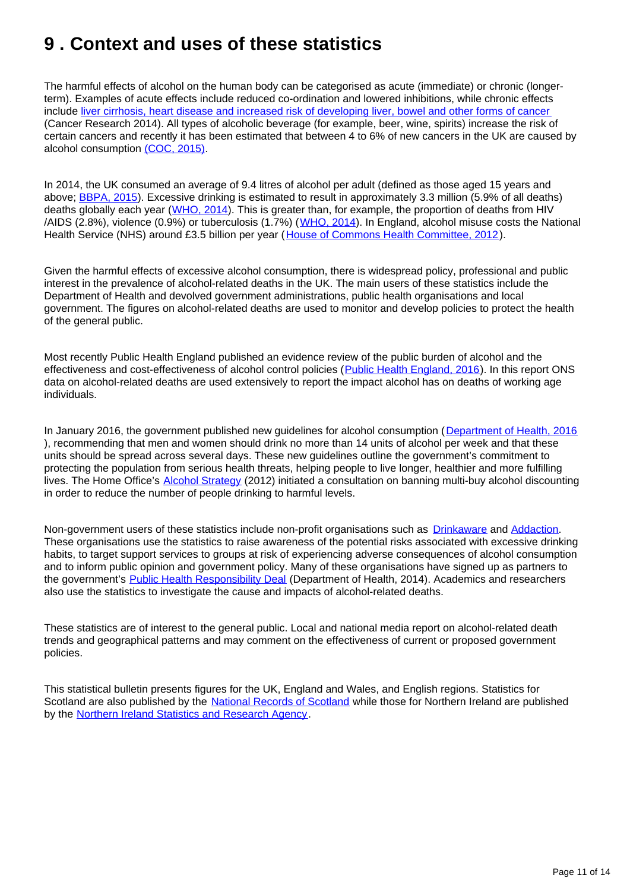# 9 . Context and uses of these statistics

The harmful effects of alcohol on the human body can be categorised as acute (immediate) or chronic (longer-term). Examples of acute effects include reduced co-ordination and lowered inhibitions, while chronic effects include liver cirrhosis, heart disease and increased risk of developing liver, bowel and other forms of cancer (Cancer Research 2014). All types of alcoholic beverage (for example, beer, wine, spirits) increase the risk of certain cancers and recently it has been estimated that between 4 to 6% of new cancers in the UK are caused by alcohol consumption (COC, 2015).

In 2014, the UK consumed an average of 9.4 litres of alcohol per adult (defined as those aged 15 years and above; BBPA, 2015). Excessive drinking is estimated to result in approximately 3.3 million (5.9% of all deaths) deaths globally each year (WHO, 2014). This is greater than, for example, the proportion of deaths from HIV /AIDS (2.8%), violence (0.9%) or tuberculosis (1.7%) (WHO, 2014). In England, alcohol misuse costs the National Health Service (NHS) around £3.5 billion per year (House of Commons Health Committee, 2012).

Given the harmful effects of excessive alcohol consumption, there is widespread policy, professional and public interest in the prevalence of alcohol-related deaths in the UK. The main users of these statistics include the Department of Health and devolved government administrations, public health organisations and local government. The figures on alcohol-related deaths are used to monitor and develop policies to protect the health of the general public.

Most recently Public Health England published an evidence review of the public burden of alcohol and the effectiveness and cost-effectiveness of alcohol control policies (Public Health England, 2016). In this report ONS data on alcohol-related deaths are used extensively to report the impact alcohol has on deaths of working age individuals.

In January 2016, the government published new guidelines for alcohol consumption (Department of Health, 2016), recommending that men and women should drink no more than 14 units of alcohol per week and that these units should be spread across several days. These new guidelines outline the government's commitment to protecting the population from serious health threats, helping people to live longer, healthier and more fulfilling lives. The Home Office's Alcohol Strategy (2012) initiated a consultation on banning multi-buy alcohol discounting in order to reduce the number of people drinking to harmful levels.

Non-government users of these statistics include non-profit organisations such as Drinkaware and Addaction. These organisations use the statistics to raise awareness of the potential risks associated with excessive drinking habits, to target support services to groups at risk of experiencing adverse consequences of alcohol consumption and to inform public opinion and government policy. Many of these organisations have signed up as partners to the government's Public Health Responsibility Deal (Department of Health, 2014). Academics and researchers also use the statistics to investigate the cause and impacts of alcohol-related deaths.

These statistics are of interest to the general public. Local and national media report on alcohol-related death trends and geographical patterns and may comment on the effectiveness of current or proposed government policies.

This statistical bulletin presents figures for the UK, England and Wales, and English regions. Statistics for Scotland are also published by the National Records of Scotland while those for Northern Ireland are published by the Northern Ireland Statistics and Research Agency.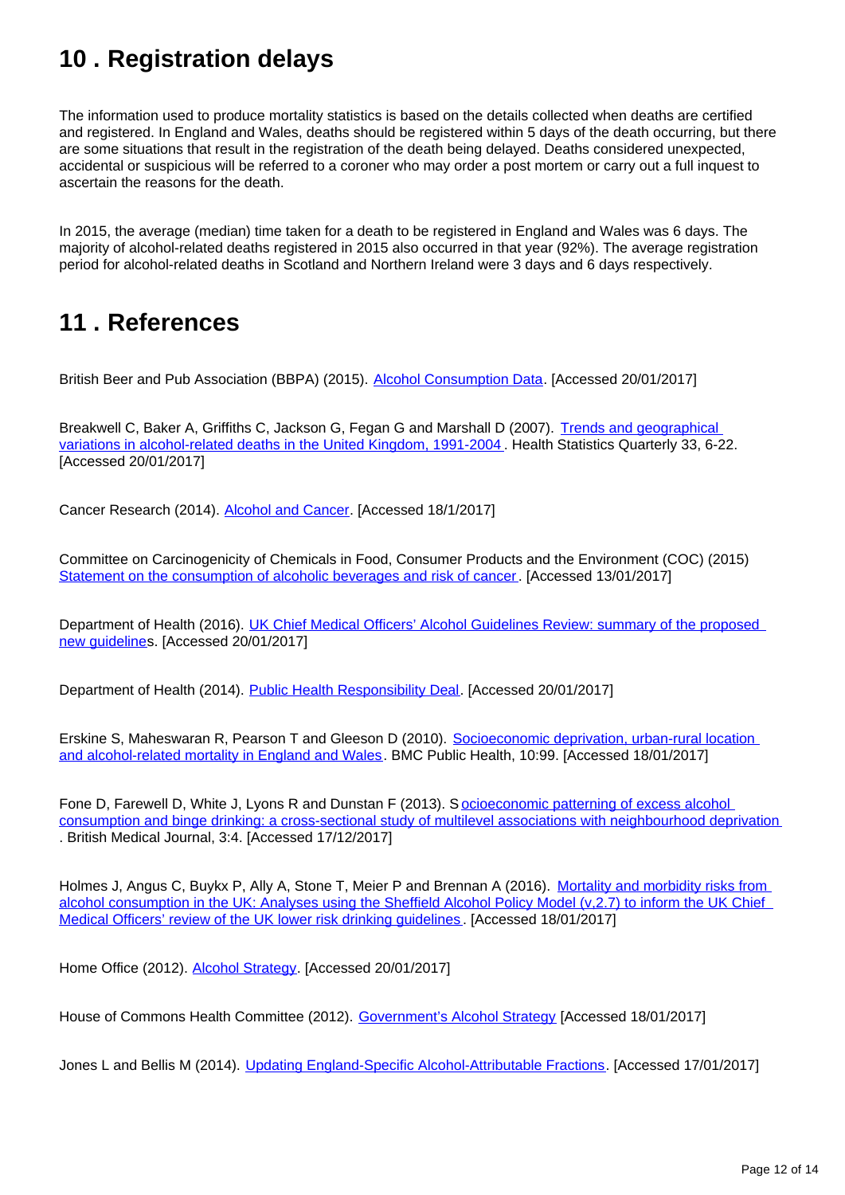## 10 . Registration delays

The information used to produce mortality statistics is based on the details collected when deaths are certified and registered. In England and Wales, deaths should be registered within 5 days of the death occurring, but there are some situations that result in the registration of the death being delayed. Deaths considered unexpected, accidental or suspicious will be referred to a coroner who may order a post mortem or carry out a full inquest to ascertain the reasons for the death.

In 2015, the average (median) time taken for a death to be registered in England and Wales was 6 days. The majority of alcohol-related deaths registered in 2015 also occurred in that year (92%). The average registration period for alcohol-related deaths in Scotland and Northern Ireland were 3 days and 6 days respectively.

## 11 . References

British Beer and Pub Association (BBPA) (2015). Alcohol Consumption Data. [Accessed 20/01/2017]

Breakwell C, Baker A, Griffiths C, Jackson G, Fegan G and Marshall D (2007). Trends and geographical variations in alcohol-related deaths in the United Kingdom, 1991-2004. Health Statistics Quarterly 33, 6-22. [Accessed 20/01/2017]

Cancer Research (2014). Alcohol and Cancer. [Accessed 18/1/2017]

Committee on Carcinogenicity of Chemicals in Food, Consumer Products and the Environment (COC) (2015) Statement on the consumption of alcoholic beverages and risk of cancer. [Accessed 13/01/2017]

Department of Health (2016). UK Chief Medical Officers' Alcohol Guidelines Review: summary of the proposed new guidelines. [Accessed 20/01/2017]

Department of Health (2014). Public Health Responsibility Deal. [Accessed 20/01/2017]

Erskine S, Maheswaran R, Pearson T and Gleeson D (2010). Socioeconomic deprivation, urban-rural location and alcohol-related mortality in England and Wales. BMC Public Health, 10:99. [Accessed 18/01/2017]

Fone D, Farewell D, White J, Lyons R and Dunstan F (2013). Socioeconomic patterning of excess alcohol consumption and binge drinking: a cross-sectional study of multilevel associations with neighbourhood deprivation. British Medical Journal, 3:4. [Accessed 17/12/2017]

Holmes J, Angus C, Buykx P, Ally A, Stone T, Meier P and Brennan A (2016). Mortality and morbidity risks from alcohol consumption in the UK: Analyses using the Sheffield Alcohol Policy Model (v.2.7) to inform the UK Chief Medical Officers' review of the UK lower risk drinking guidelines. [Accessed 18/01/2017]

Home Office (2012). Alcohol Strategy. [Accessed 20/01/2017]

House of Commons Health Committee (2012). Government's Alcohol Strategy [Accessed 18/01/2017]

Jones L and Bellis M (2014). Updating England-Specific Alcohol-Attributable Fractions. [Accessed 17/01/2017]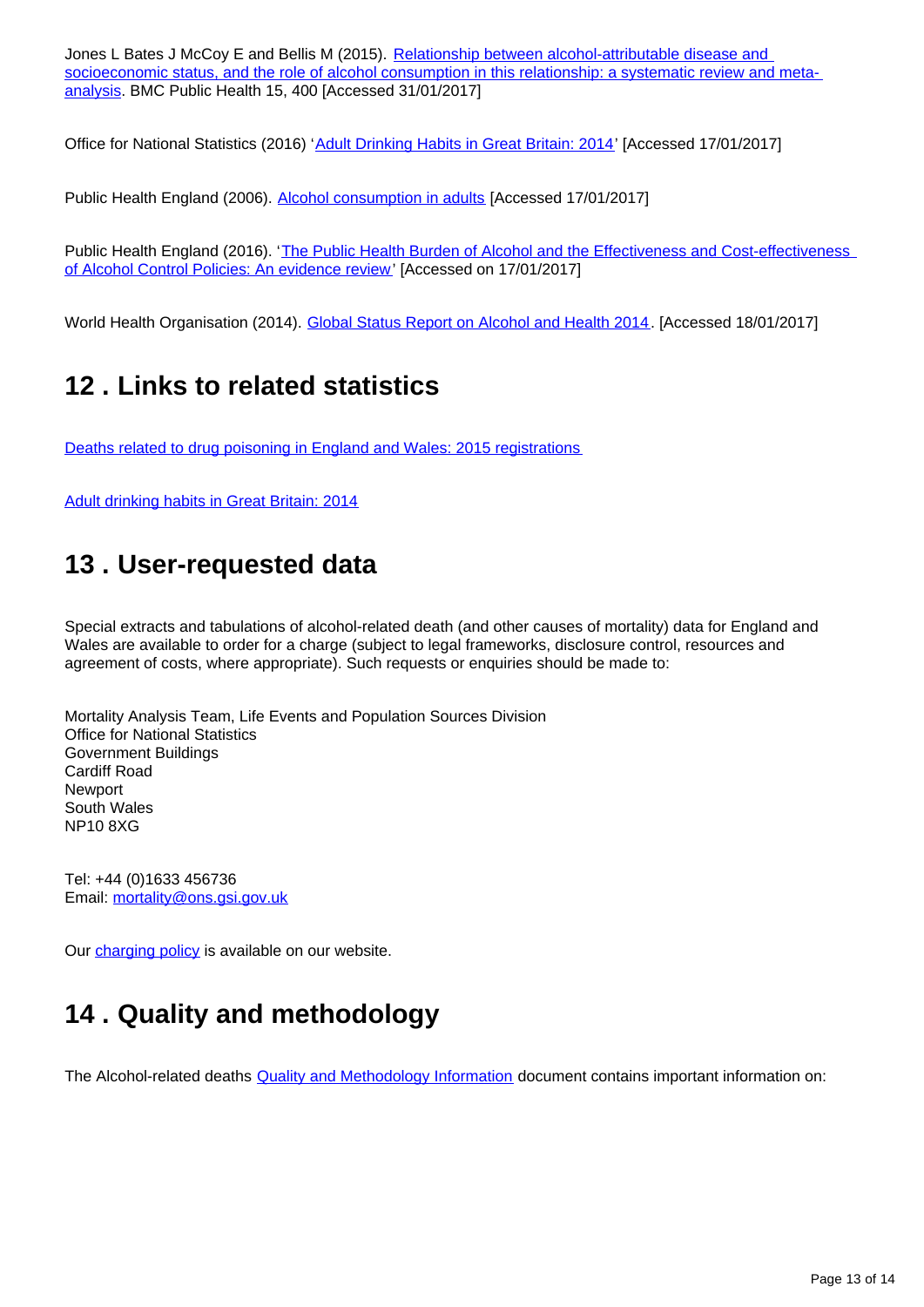Jones L Bates J McCoy E and Bellis M (2015). Relationship between alcohol-attributable disease and socioeconomic status, and the role of alcohol consumption in this relationship: a systematic review and meta-analysis. BMC Public Health 15, 400 [Accessed 31/01/2017]

Office for National Statistics (2016) 'Adult Drinking Habits in Great Britain: 2014' [Accessed 17/01/2017]

Public Health England (2006). Alcohol consumption in adults [Accessed 17/01/2017]

Public Health England (2016). 'The Public Health Burden of Alcohol and the Effectiveness and Cost-effectiveness of Alcohol Control Policies: An evidence review' [Accessed on 17/01/2017]

World Health Organisation (2014). Global Status Report on Alcohol and Health 2014. [Accessed 18/01/2017]

## 12 . Links to related statistics

Deaths related to drug poisoning in England and Wales: 2015 registrations

Adult drinking habits in Great Britain: 2014

## 13 . User-requested data

Special extracts and tabulations of alcohol-related death (and other causes of mortality) data for England and Wales are available to order for a charge (subject to legal frameworks, disclosure control, resources and agreement of costs, where appropriate). Such requests or enquiries should be made to:

Mortality Analysis Team, Life Events and Population Sources Division
Office for National Statistics
Government Buildings
Cardiff Road
Newport
South Wales
NP10 8XG

Tel: +44 (0)1633 456736
Email: mortality@ons.gsi.gov.uk

Our charging policy is available on our website.

## 14 . Quality and methodology

The Alcohol-related deaths Quality and Methodology Information document contains important information on: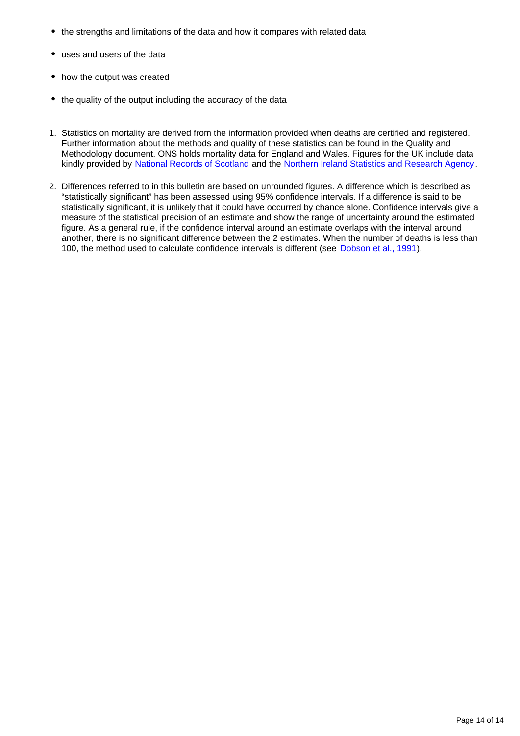- the strengths and limitations of the data and how it compares with related data
- uses and users of the data
- how the output was created
- the quality of the output including the accuracy of the data

1. Statistics on mortality are derived from the information provided when deaths are certified and registered. Further information about the methods and quality of these statistics can be found in the Quality and Methodology document. ONS holds mortality data for England and Wales. Figures for the UK include data kindly provided by National Records of Scotland and the Northern Ireland Statistics and Research Agency.

2. Differences referred to in this bulletin are based on unrounded figures. A difference which is described as "statistically significant" has been assessed using 95% confidence intervals. If a difference is said to be statistically significant, it is unlikely that it could have occurred by chance alone. Confidence intervals give a measure of the statistical precision of an estimate and show the range of uncertainty around the estimated figure. As a general rule, if the confidence interval around an estimate overlaps with the interval around another, there is no significant difference between the 2 estimates. When the number of deaths is less than 100, the method used to calculate confidence intervals is different (see Dobson et al., 1991).